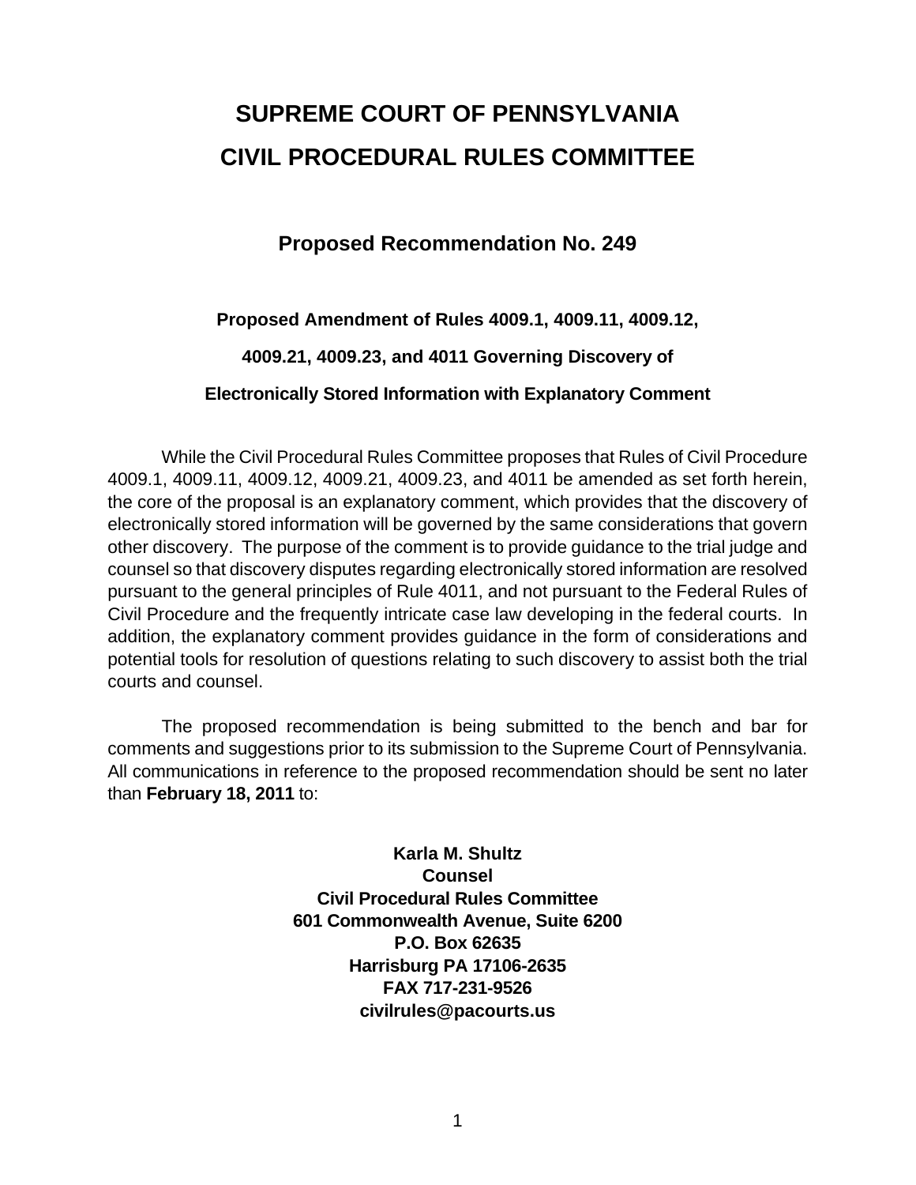# SUPREME COURT OF PENNSYLVANIA
# CIVIL PROCEDURAL RULES COMMITTEE

## Proposed Recommendation No. 249

### Proposed Amendment of Rules 4009.1, 4009.11, 4009.12, 4009.21, 4009.23, and 4011 Governing Discovery of Electronically Stored Information with Explanatory Comment

While the Civil Procedural Rules Committee proposes that Rules of Civil Procedure 4009.1, 4009.11, 4009.12, 4009.21, 4009.23, and 4011 be amended as set forth herein, the core of the proposal is an explanatory comment, which provides that the discovery of electronically stored information will be governed by the same considerations that govern other discovery. The purpose of the comment is to provide guidance to the trial judge and counsel so that discovery disputes regarding electronically stored information are resolved pursuant to the general principles of Rule 4011, and not pursuant to the Federal Rules of Civil Procedure and the frequently intricate case law developing in the federal courts. In addition, the explanatory comment provides guidance in the form of considerations and potential tools for resolution of questions relating to such discovery to assist both the trial courts and counsel.

The proposed recommendation is being submitted to the bench and bar for comments and suggestions prior to its submission to the Supreme Court of Pennsylvania. All communications in reference to the proposed recommendation should be sent no later than **February 18, 2011** to:

**Karla M. Shultz**
**Counsel**
**Civil Procedural Rules Committee**
**601 Commonwealth Avenue, Suite 6200**
**P.O. Box 62635**
**Harrisburg PA 17106-2635**
**FAX 717-231-9526**
**civilrules@pacourts.us**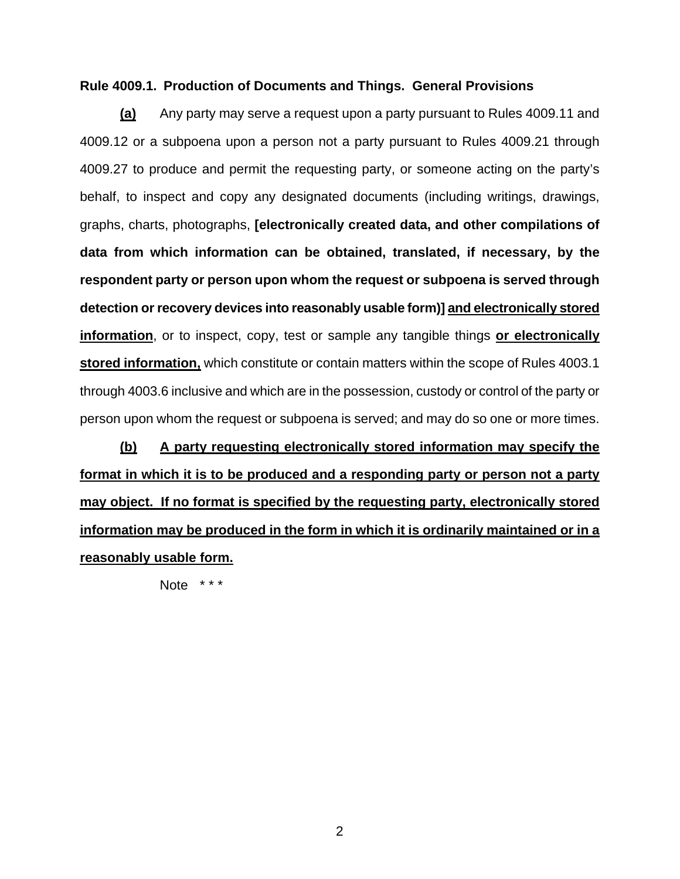**Rule 4009.1. Production of Documents and Things. General Provisions**

**(a)** Any party may serve a request upon a party pursuant to Rules 4009.11 and 4009.12 or a subpoena upon a person not a party pursuant to Rules 4009.21 through 4009.27 to produce and permit the requesting party, or someone acting on the party's behalf, to inspect and copy any designated documents (including writings, drawings, graphs, charts, photographs, **[electronically created data, and other compilations of data from which information can be obtained, translated, if necessary, by the respondent party or person upon whom the request or subpoena is served through detection or recovery devices into reasonably usable form)]** **and electronically stored information**, or to inspect, copy, test or sample any tangible things **or electronically stored information,** which constitute or contain matters within the scope of Rules 4003.1 through 4003.6 inclusive and which are in the possession, custody or control of the party or person upon whom the request or subpoena is served; and may do so one or more times.

**(b)** **A party requesting electronically stored information may specify the format in which it is to be produced and a responding party or person not a party may object. If no format is specified by the requesting party, electronically stored information may be produced in the form in which it is ordinarily maintained or in a reasonably usable form.**

Note * * *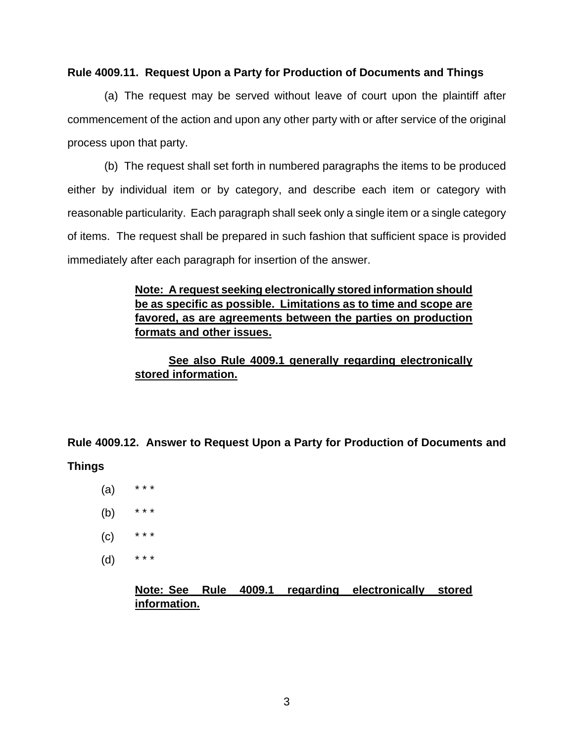**Rule 4009.11. Request Upon a Party for Production of Documents and Things**

(a) The request may be served without leave of court upon the plaintiff after commencement of the action and upon any other party with or after service of the original process upon that party.

(b) The request shall set forth in numbered paragraphs the items to be produced either by individual item or by category, and describe each item or category with reasonable particularity. Each paragraph shall seek only a single item or a single category of items. The request shall be prepared in such fashion that sufficient space is provided immediately after each paragraph for insertion of the answer.

> **Note: A request seeking electronically stored information should be as specific as possible. Limitations as to time and scope are favored, as are agreements between the parties on production formats and other issues.**
>
> **See also Rule 4009.1 generally regarding electronically stored information.**

**Rule 4009.12. Answer to Request Upon a Party for Production of Documents and Things**

(a) * * *

(b) * * *

(c) * * *

(d) * * *

> **Note: See Rule 4009.1 regarding electronically stored information.**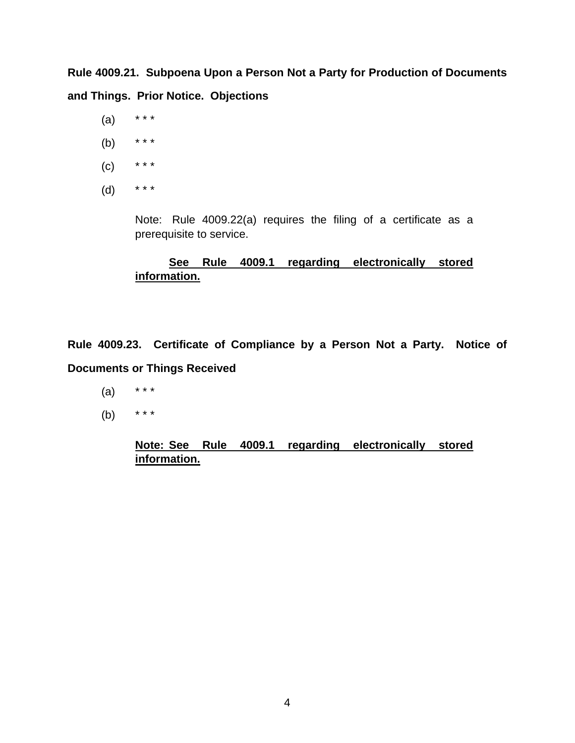**Rule 4009.21. Subpoena Upon a Person Not a Party for Production of Documents and Things. Prior Notice. Objections**

(a) * * *

(b) * * *

(c) * * *

(d) * * *

Note: Rule 4009.22(a) requires the filing of a certificate as a prerequisite to service.

<u>**See Rule 4009.1 regarding electronically stored information.**</u>

**Rule 4009.23. Certificate of Compliance by a Person Not a Party. Notice of Documents or Things Received**

(a) * * *

(b) * * *

<u>**Note: See Rule 4009.1 regarding electronically stored information.**</u>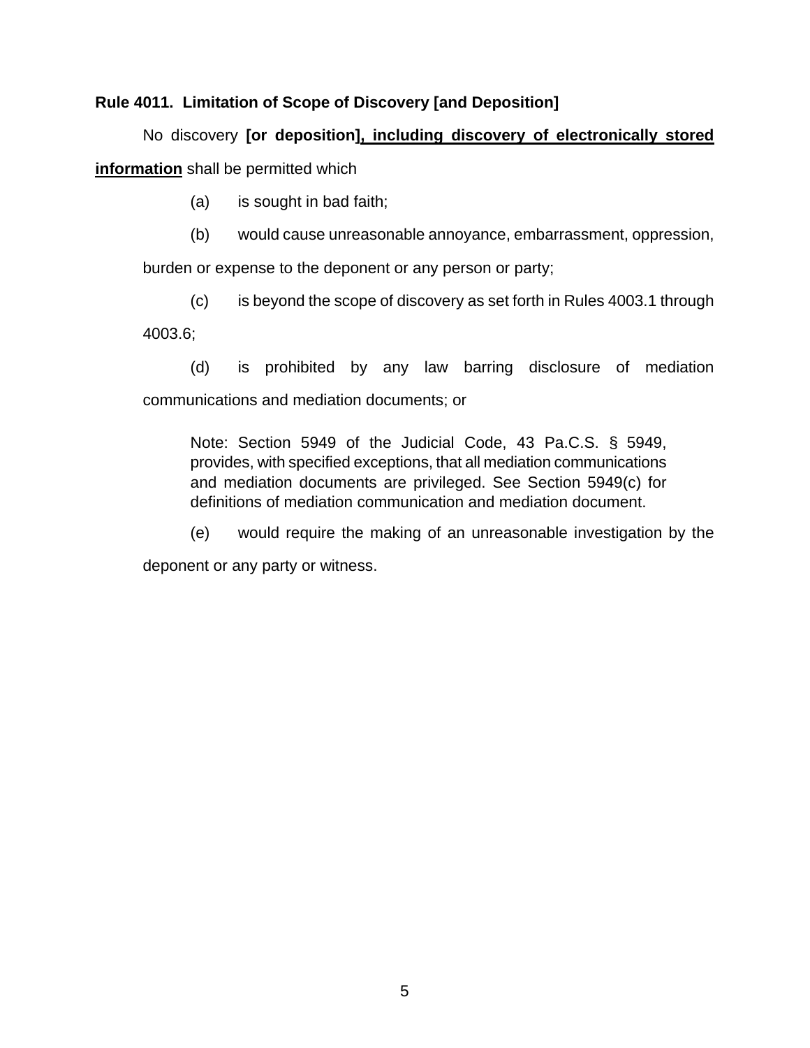**Rule 4011. Limitation of Scope of Discovery [and Deposition]**

No discovery **[or deposition]**<u>, including discovery of electronically stored information</u> shall be permitted which

(a) is sought in bad faith;

(b) would cause unreasonable annoyance, embarrassment, oppression, burden or expense to the deponent or any person or party;

(c) is beyond the scope of discovery as set forth in Rules 4003.1 through 4003.6;

(d) is prohibited by any law barring disclosure of mediation communications and mediation documents; or

> Note: Section 5949 of the Judicial Code, 43 Pa.C.S. § 5949, provides, with specified exceptions, that all mediation communications and mediation documents are privileged. See Section 5949(c) for definitions of mediation communication and mediation document.

(e) would require the making of an unreasonable investigation by the deponent or any party or witness.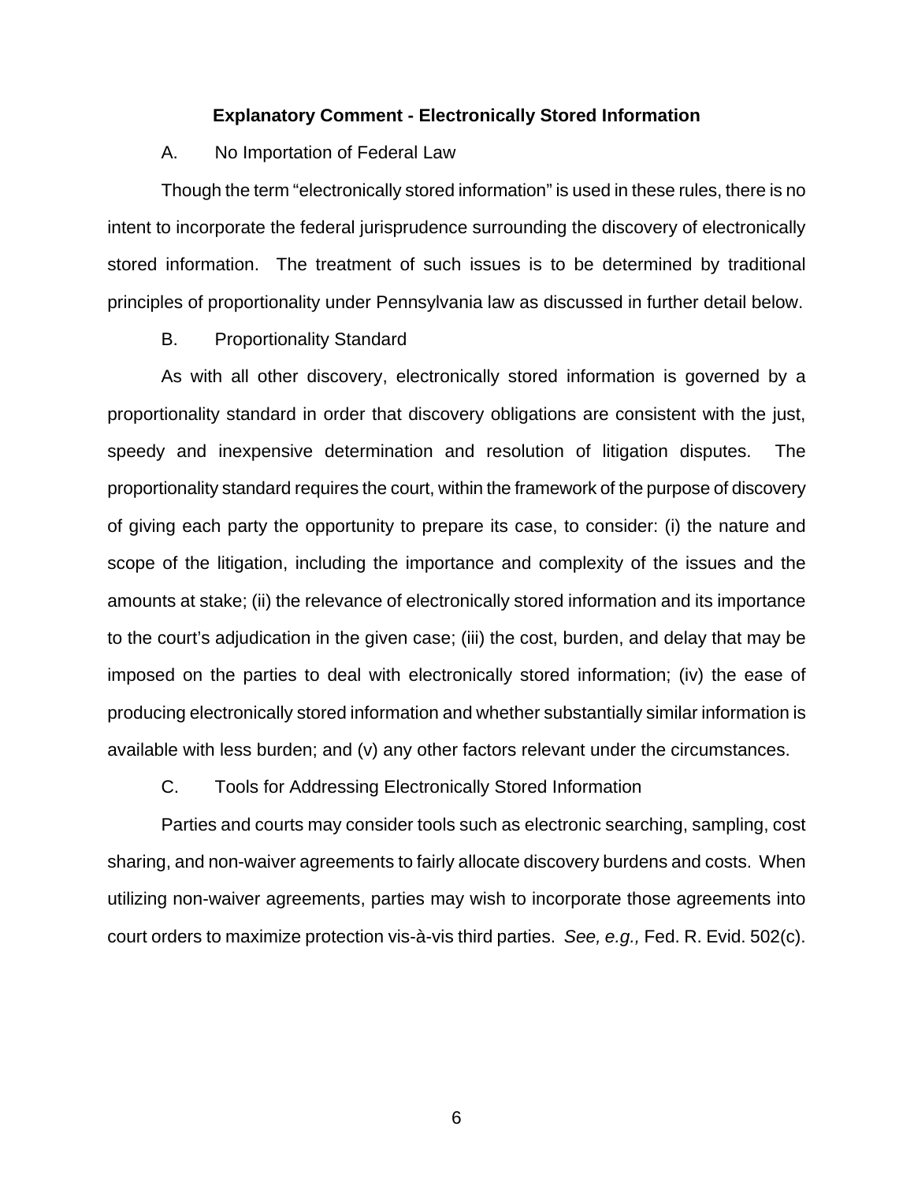## Explanatory Comment - Electronically Stored Information

A. No Importation of Federal Law

Though the term "electronically stored information" is used in these rules, there is no intent to incorporate the federal jurisprudence surrounding the discovery of electronically stored information. The treatment of such issues is to be determined by traditional principles of proportionality under Pennsylvania law as discussed in further detail below.

B. Proportionality Standard

As with all other discovery, electronically stored information is governed by a proportionality standard in order that discovery obligations are consistent with the just, speedy and inexpensive determination and resolution of litigation disputes. The proportionality standard requires the court, within the framework of the purpose of discovery of giving each party the opportunity to prepare its case, to consider: (i) the nature and scope of the litigation, including the importance and complexity of the issues and the amounts at stake; (ii) the relevance of electronically stored information and its importance to the court's adjudication in the given case; (iii) the cost, burden, and delay that may be imposed on the parties to deal with electronically stored information; (iv) the ease of producing electronically stored information and whether substantially similar information is available with less burden; and (v) any other factors relevant under the circumstances.

C. Tools for Addressing Electronically Stored Information

Parties and courts may consider tools such as electronic searching, sampling, cost sharing, and non-waiver agreements to fairly allocate discovery burdens and costs. When utilizing non-waiver agreements, parties may wish to incorporate those agreements into court orders to maximize protection vis-à-vis third parties. *See, e.g.,* Fed. R. Evid. 502(c).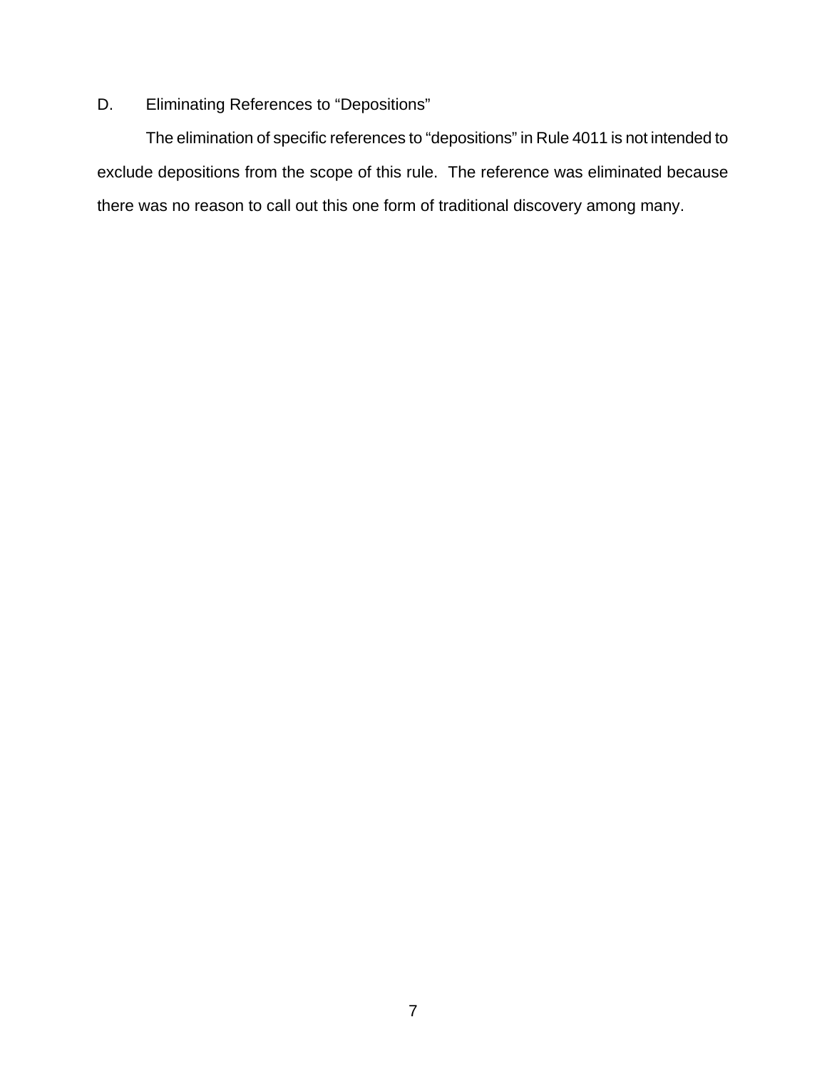D. Eliminating References to "Depositions"

The elimination of specific references to "depositions" in Rule 4011 is not intended to exclude depositions from the scope of this rule. The reference was eliminated because there was no reason to call out this one form of traditional discovery among many.